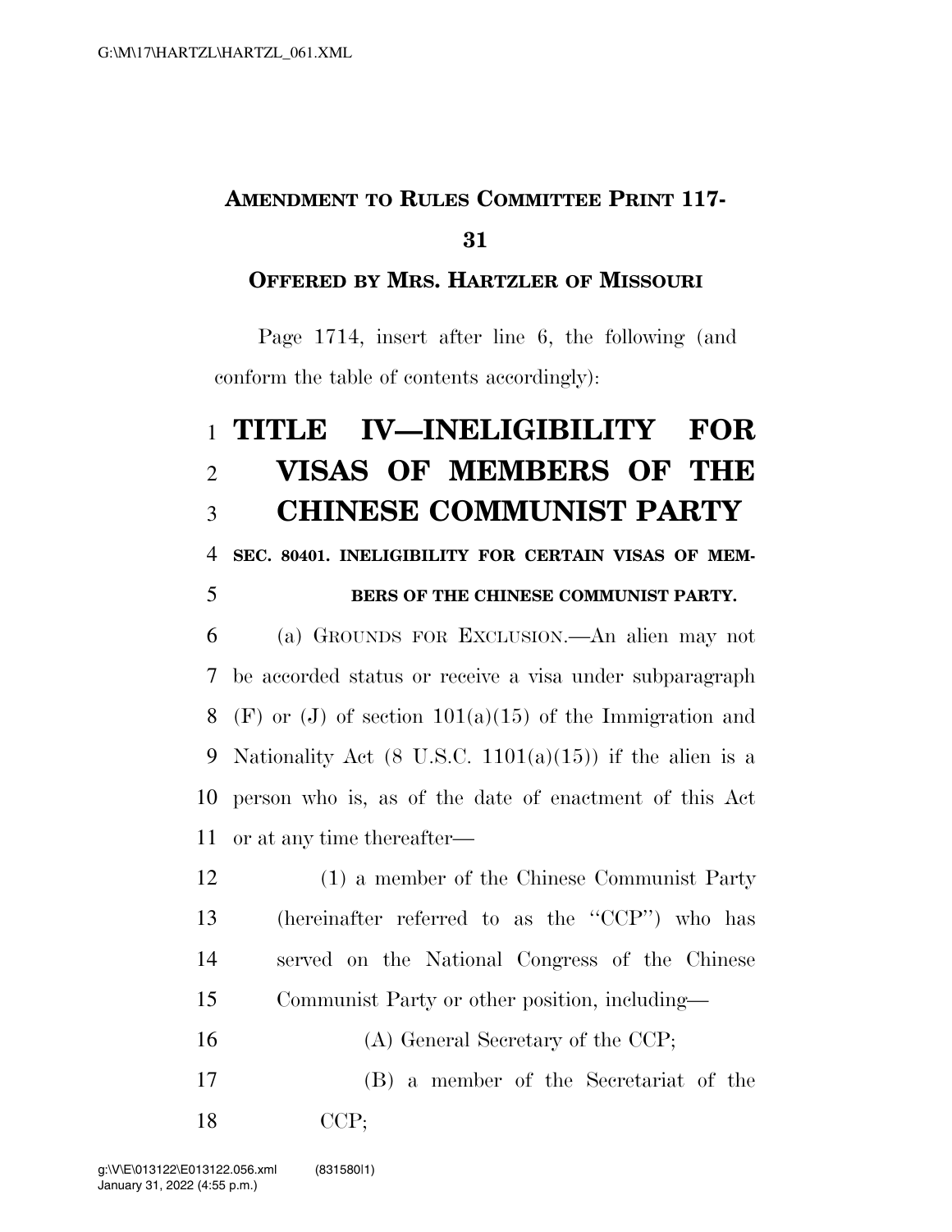**AMENDMENT TO RULES COMMITTEE PRINT 117-31**

**OFFERED BY MRS. HARTZLER OF MISSOURI**

Page 1714, insert after line 6, the following (and conform the table of contents accordingly):

# TITLE IV—INELIGIBILITY FOR VISAS OF MEMBERS OF THE CHINESE COMMUNIST PARTY

**SEC. 80401. INELIGIBILITY FOR CERTAIN VISAS OF MEMBERS OF THE CHINESE COMMUNIST PARTY.**

(a) GROUNDS FOR EXCLUSION.—An alien may not be accorded status or receive a visa under subparagraph (F) or (J) of section 101(a)(15) of the Immigration and Nationality Act (8 U.S.C. 1101(a)(15)) if the alien is a person who is, as of the date of enactment of this Act or at any time thereafter—

(1) a member of the Chinese Communist Party (hereinafter referred to as the "CCP") who has served on the National Congress of the Chinese Communist Party or other position, including—

(A) General Secretary of the CCP;

(B) a member of the Secretariat of the CCP;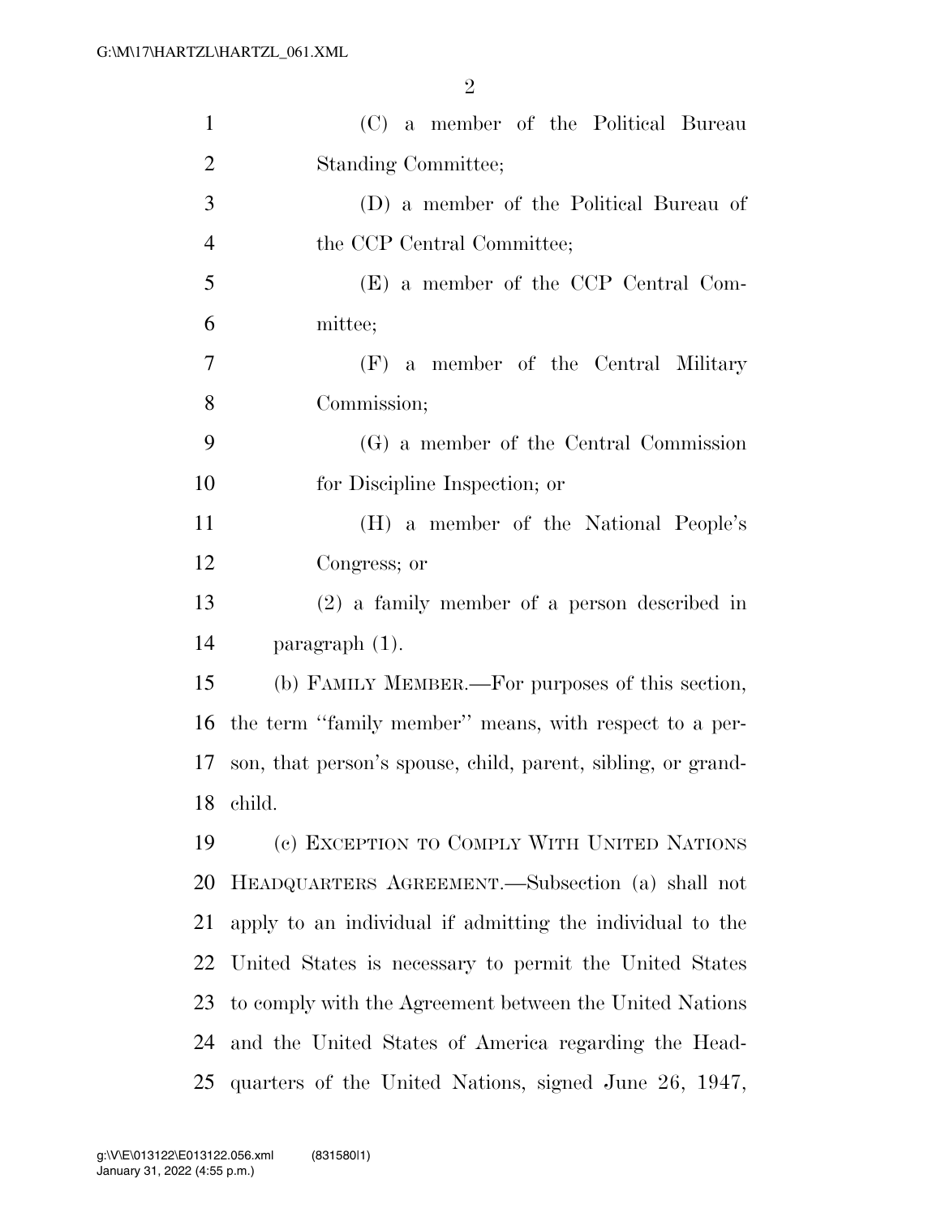(C) a member of the Political Bureau Standing Committee;

(D) a member of the Political Bureau of the CCP Central Committee;

(E) a member of the CCP Central Committee;

(F) a member of the Central Military Commission;

(G) a member of the Central Commission for Discipline Inspection; or

(H) a member of the National People's Congress; or

(2) a family member of a person described in paragraph (1).

(b) FAMILY MEMBER.—For purposes of this section, the term "family member" means, with respect to a person, that person's spouse, child, parent, sibling, or grandchild.

(c) EXCEPTION TO COMPLY WITH UNITED NATIONS HEADQUARTERS AGREEMENT.—Subsection (a) shall not apply to an individual if admitting the individual to the United States is necessary to permit the United States to comply with the Agreement between the United Nations and the United States of America regarding the Headquarters of the United Nations, signed June 26, 1947,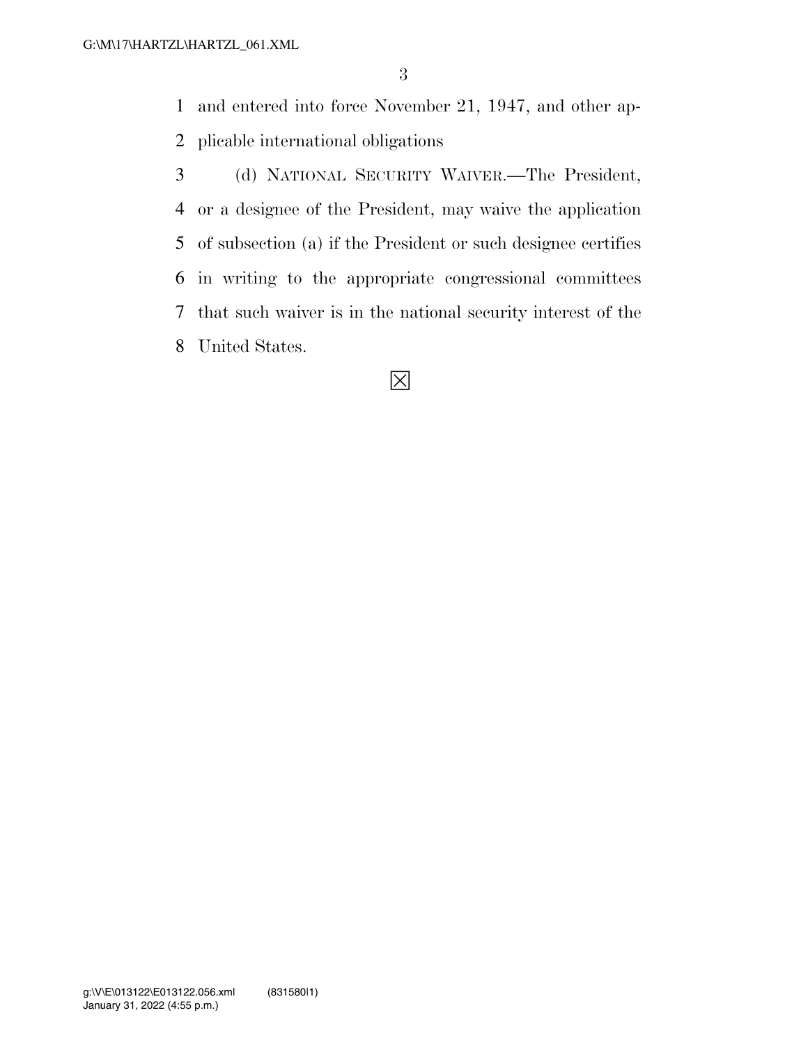and entered into force November 21, 1947, and other applicable international obligations

(d) NATIONAL SECURITY WAIVER.—The President, or a designee of the President, may waive the application of subsection (a) if the President or such designee certifies in writing to the appropriate congressional committees that such waiver is in the national security interest of the United States.

☒